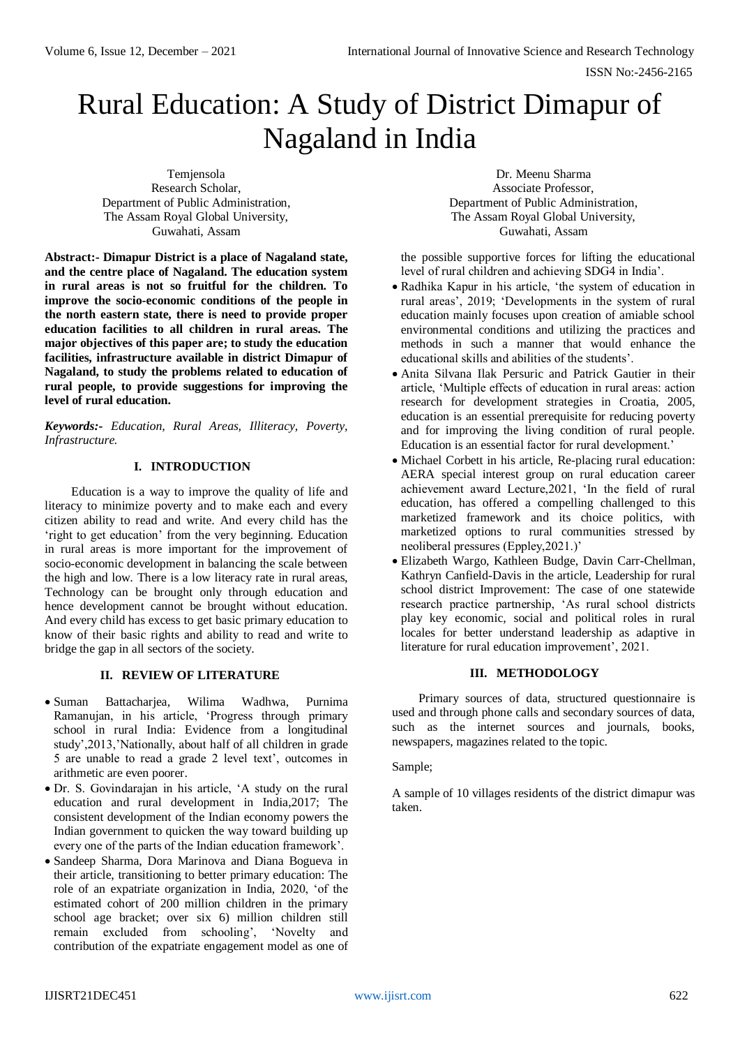# Rural Education: A Study of District Dimapur of Nagaland in India

Temjensola
Research Scholar,
Department of Public Administration,
The Assam Royal Global University,
Guwahati, Assam

Dr. Meenu Sharma
Associate Professor,
Department of Public Administration,
The Assam Royal Global University,
Guwahati, Assam

**Abstract:- Dimapur District is a place of Nagaland state, and the centre place of Nagaland. The education system in rural areas is not so fruitful for the children. To improve the socio-economic conditions of the people in the north eastern state, there is need to provide proper education facilities to all children in rural areas. The major objectives of this paper are; to study the education facilities, infrastructure available in district Dimapur of Nagaland, to study the problems related to education of rural people, to provide suggestions for improving the level of rural education.**

***Keywords:-*** *Education, Rural Areas, Illiteracy, Poverty, Infrastructure.*

## I. INTRODUCTION

Education is a way to improve the quality of life and literacy to minimize poverty and to make each and every citizen ability to read and write. And every child has the 'right to get education' from the very beginning. Education in rural areas is more important for the improvement of socio-economic development in balancing the scale between the high and low. There is a low literacy rate in rural areas, Technology can be brought only through education and hence development cannot be brought without education. And every child has excess to get basic primary education to know of their basic rights and ability to read and write to bridge the gap in all sectors of the society.

## II. REVIEW OF LITERATURE

- Suman Battacharjea, Wilima Wadhwa, Purnima Ramanujan, in his article, 'Progress through primary school in rural India: Evidence from a longitudinal study',2013,'Nationally, about half of all children in grade 5 are unable to read a grade 2 level text', outcomes in arithmetic are even poorer.
- Dr. S. Govindarajan in his article, 'A study on the rural education and rural development in India,2017; The consistent development of the Indian economy powers the Indian government to quicken the way toward building up every one of the parts of the Indian education framework'.
- Sandeep Sharma, Dora Marinova and Diana Bogueva in their article, transitioning to better primary education: The role of an expatriate organization in India, 2020, 'of the estimated cohort of 200 million children in the primary school age bracket; over six 6) million children still remain excluded from schooling', 'Novelty and contribution of the expatriate engagement model as one of the possible supportive forces for lifting the educational level of rural children and achieving SDG4 in India'.
- Radhika Kapur in his article, 'the system of education in rural areas', 2019; 'Developments in the system of rural education mainly focuses upon creation of amiable school environmental conditions and utilizing the practices and methods in such a manner that would enhance the educational skills and abilities of the students'.
- Anita Silvana Ilak Persuric and Patrick Gautier in their article, 'Multiple effects of education in rural areas: action research for development strategies in Croatia, 2005, education is an essential prerequisite for reducing poverty and for improving the living condition of rural people. Education is an essential factor for rural development.'
- Michael Corbett in his article, Re-placing rural education: AERA special interest group on rural education career achievement award Lecture,2021, 'In the field of rural education, has offered a compelling challenged to this marketized framework and its choice politics, with marketized options to rural communities stressed by neoliberal pressures (Eppley,2021.)'
- Elizabeth Wargo, Kathleen Budge, Davin Carr-Chellman, Kathryn Canfield-Davis in the article, Leadership for rural school district Improvement: The case of one statewide research practice partnership, 'As rural school districts play key economic, social and political roles in rural locales for better understand leadership as adaptive in literature for rural education improvement', 2021.

## III. METHODOLOGY

Primary sources of data, structured questionnaire is used and through phone calls and secondary sources of data, such as the internet sources and journals, books, newspapers, magazines related to the topic.

Sample;

A sample of 10 villages residents of the district dimapur was taken.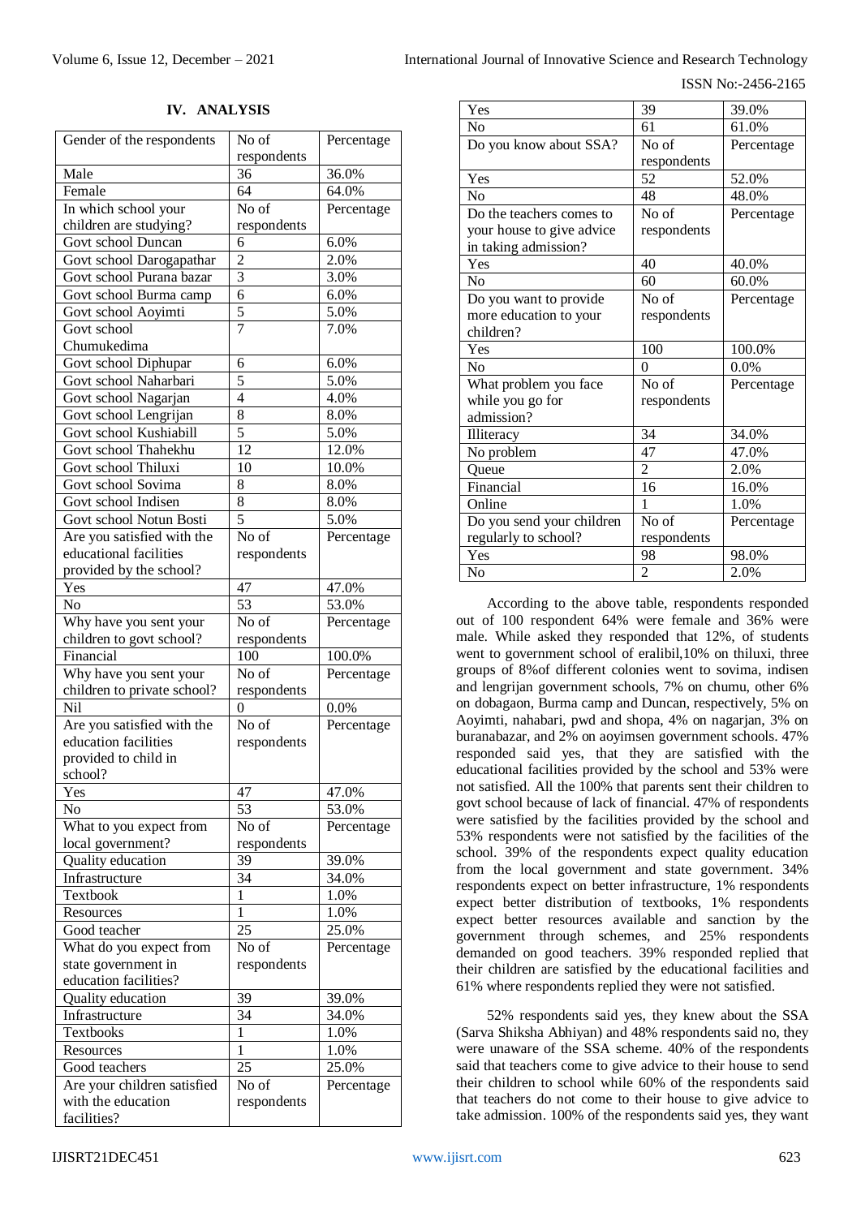## IV. ANALYSIS

| Gender of the respondents | No of respondents | Percentage |
|---|---|---|
| Male | 36 | 36.0% |
| Female | 64 | 64.0% |
| **In which school your children are studying?** | **No of respondents** | **Percentage** |
| Govt school Duncan | 6 | 6.0% |
| Govt school Darogapathar | 2 | 2.0% |
| Govt school Purana bazar | 3 | 3.0% |
| Govt school Burma camp | 6 | 6.0% |
| Govt school Aoyimti | 5 | 5.0% |
| Govt school Chumukedima | 7 | 7.0% |
| Govt school Diphupar | 6 | 6.0% |
| Govt school Naharbari | 5 | 5.0% |
| Govt school Nagarjan | 4 | 4.0% |
| Govt school Lengrijan | 8 | 8.0% |
| Govt school Kushiabill | 5 | 5.0% |
| Govt school Thahekhu | 12 | 12.0% |
| Govt school Thiluxi | 10 | 10.0% |
| Govt school Sovima | 8 | 8.0% |
| Govt school Indisen | 8 | 8.0% |
| Govt school Notun Bosti | 5 | 5.0% |
| **Are you satisfied with the educational facilities provided by the school?** | **No of respondents** | **Percentage** |
| Yes | 47 | 47.0% |
| No | 53 | 53.0% |
| **Why have you sent your children to govt school?** | **No of respondents** | **Percentage** |
| Financial | 100 | 100.0% |
| **Why have you sent your children to private school?** | **No of respondents** | **Percentage** |
| Nil | 0 | 0.0% |
| **Are you satisfied with the education facilities provided to child in school?** | **No of respondents** | **Percentage** |
| Yes | 47 | 47.0% |
| No | 53 | 53.0% |
| **What to you expect from local government?** | **No of respondents** | **Percentage** |
| Quality education | 39 | 39.0% |
| Infrastructure | 34 | 34.0% |
| Textbook | 1 | 1.0% |
| Resources | 1 | 1.0% |
| Good teacher | 25 | 25.0% |
| **What do you expect from state government in education facilities?** | **No of respondents** | **Percentage** |
| Quality education | 39 | 39.0% |
| Infrastructure | 34 | 34.0% |
| Textbooks | 1 | 1.0% |
| Resources | 1 | 1.0% |
| Good teachers | 25 | 25.0% |
| **Are your children satisfied with the education facilities?** | **No of respondents** | **Percentage** |
| Yes | 39 | 39.0% |
| No | 61 | 61.0% |
| **Do you know about SSA?** | **No of respondents** | **Percentage** |
| Yes | 52 | 52.0% |
| No | 48 | 48.0% |
| **Do the teachers comes to your house to give advice in taking admission?** | **No of respondents** | **Percentage** |
| Yes | 40 | 40.0% |
| No | 60 | 60.0% |
| **Do you want to provide more education to your children?** | **No of respondents** | **Percentage** |
| Yes | 100 | 100.0% |
| No | 0 | 0.0% |
| **What problem you face while you go for admission?** | **No of respondents** | **Percentage** |
| Illiteracy | 34 | 34.0% |
| No problem | 47 | 47.0% |
| Queue | 2 | 2.0% |
| Financial | 16 | 16.0% |
| Online | 1 | 1.0% |
| **Do you send your children regularly to school?** | **No of respondents** | **Percentage** |
| Yes | 98 | 98.0% |
| No | 2 | 2.0% |

According to the above table, respondents responded out of 100 respondent 64% were female and 36% were male. While asked they responded that 12%, of students went to government school of eralibil,10% on thiluxi, three groups of 8%of different colonies went to sovima, indisen and lengrijan government schools, 7% on chumu, other 6% on dobagaon, Burma camp and Duncan, respectively, 5% on Aoyimti, nahabari, pwd and shopa, 4% on nagarjan, 3% on buranabazar, and 2% on aoyimsen government schools. 47% responded said yes, that they are satisfied with the educational facilities provided by the school and 53% were not satisfied. All the 100% that parents sent their children to govt school because of lack of financial. 47% of respondents were satisfied by the facilities provided by the school and 53% respondents were not satisfied by the facilities of the school. 39% of the respondents expect quality education from the local government and state government. 34% respondents expect on better infrastructure, 1% respondents expect better distribution of textbooks, 1% respondents expect better resources available and sanction by the government through schemes, and 25% respondents demanded on good teachers. 39% responded replied that their children are satisfied by the educational facilities and 61% where respondents replied they were not satisfied.

52% respondents said yes, they knew about the SSA (Sarva Shiksha Abhiyan) and 48% respondents said no, they were unaware of the SSA scheme. 40% of the respondents said that teachers come to give advice to their house to send their children to school while 60% of the respondents said that teachers do not come to their house to give advice to take admission. 100% of the respondents said yes, they want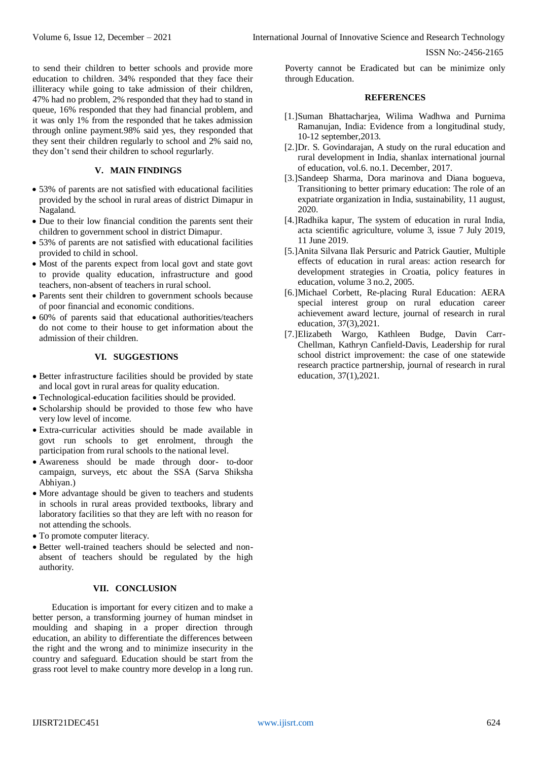to send their children to better schools and provide more education to children. 34% responded that they face their illiteracy while going to take admission of their children, 47% had no problem, 2% responded that they had to stand in queue, 16% responded that they had financial problem, and it was only 1% from the responded that he takes admission through online payment.98% said yes, they responded that they sent their children regularly to school and 2% said no, they don't send their children to school regurlarly.

## V. MAIN FINDINGS

- 53% of parents are not satisfied with educational facilities provided by the school in rural areas of district Dimapur in Nagaland.
- Due to their low financial condition the parents sent their children to government school in district Dimapur.
- 53% of parents are not satisfied with educational facilities provided to child in school.
- Most of the parents expect from local govt and state govt to provide quality education, infrastructure and good teachers, non-absent of teachers in rural school.
- Parents sent their children to government schools because of poor financial and economic conditions.
- 60% of parents said that educational authorities/teachers do not come to their house to get information about the admission of their children.

## VI. SUGGESTIONS

- Better infrastructure facilities should be provided by state and local govt in rural areas for quality education.
- Technological-education facilities should be provided.
- Scholarship should be provided to those few who have very low level of income.
- Extra-curricular activities should be made available in govt run schools to get enrolment, through the participation from rural schools to the national level.
- Awareness should be made through door- to-door campaign, surveys, etc about the SSA (Sarva Shiksha Abhiyan.)
- More advantage should be given to teachers and students in schools in rural areas provided textbooks, library and laboratory facilities so that they are left with no reason for not attending the schools.
- To promote computer literacy.
- Better well-trained teachers should be selected and non-absent of teachers should be regulated by the high authority.

## VII. CONCLUSION

Education is important for every citizen and to make a better person, a transforming journey of human mindset in moulding and shaping in a proper direction through education, an ability to differentiate the differences between the right and the wrong and to minimize insecurity in the country and safeguard. Education should be start from the grass root level to make country more develop in a long run. Poverty cannot be Eradicated but can be minimize only through Education.

## REFERENCES

[1.]Suman Bhattacharjea, Wilima Wadhwa and Purnima Ramanujan, India: Evidence from a longitudinal study, 10-12 september,2013.

[2.]Dr. S. Govindarajan, A study on the rural education and rural development in India, shanlax international journal of education, vol.6. no.1. December, 2017.

[3.]Sandeep Sharma, Dora marinova and Diana bogueva, Transitioning to better primary education: The role of an expatriate organization in India, sustainability, 11 august, 2020.

[4.]Radhika kapur, The system of education in rural India, acta scientific agriculture, volume 3, issue 7 July 2019, 11 June 2019.

[5.]Anita Silvana Ilak Persuric and Patrick Gautier, Multiple effects of education in rural areas: action research for development strategies in Croatia, policy features in education, volume 3 no.2, 2005.

[6.]Michael Corbett, Re-placing Rural Education: AERA special interest group on rural education career achievement award lecture, journal of research in rural education, 37(3),2021.

[7.]Elizabeth Wargo, Kathleen Budge, Davin Carr-Chellman, Kathryn Canfield-Davis, Leadership for rural school district improvement: the case of one statewide research practice partnership, journal of research in rural education, 37(1),2021.